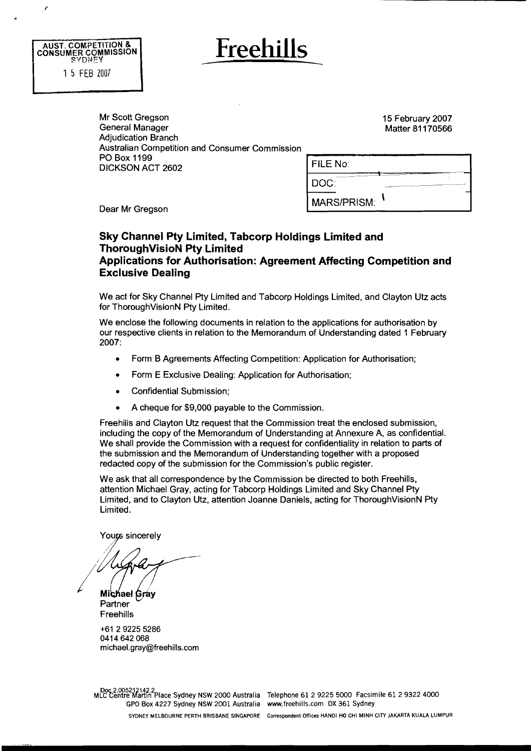AUST. COMPETITION & CONSUMER COMMISSION
SYDNEY
15 FEB 2007

# Freehills

Mr Scott Gregson
General Manager
Adjudication Branch
Australian Competition and Consumer Commission
PO Box 1199
DICKSON ACT 2602

15 February 2007
Matter 81170566

| FILE No: |
| --- |
| DOC: |
| MARS/PRISM: |

Dear Mr Gregson

## Sky Channel Pty Limited, Tabcorp Holdings Limited and ThoroughVisioN Pty Limited
## Applications for Authorisation: Agreement Affecting Competition and Exclusive Dealing

We act for Sky Channel Pty Limited and Tabcorp Holdings Limited, and Clayton Utz acts for ThoroughVisionN Pty Limited.

We enclose the following documents in relation to the applications for authorisation by our respective clients in relation to the Memorandum of Understanding dated 1 February 2007:

- Form B Agreements Affecting Competition: Application for Authorisation;
- Form E Exclusive Dealing: Application for Authorisation;
- Confidential Submission;
- A cheque for $9,000 payable to the Commission.

Freehills and Clayton Utz request that the Commission treat the enclosed submission, including the copy of the Memorandum of Understanding at Annexure A, as confidential. We shall provide the Commission with a request for confidentiality in relation to parts of the submission and the Memorandum of Understanding together with a proposed redacted copy of the submission for the Commission's public register.

We ask that all correspondence by the Commission be directed to both Freehills, attention Michael Gray, acting for Tabcorp Holdings Limited and Sky Channel Pty Limited, and to Clayton Utz, attention Joanne Daniels, acting for ThoroughVisionN Pty Limited.

Yours sincerely

Michael Gray
Partner
Freehills

+61 2 9225 5286
0414 642 068
michael.gray@freehills.com

Doc 2.005212142.2
MLC Centre Martin Place Sydney NSW 2000 Australia Telephone 61 2 9225 5000 Facsimile 61 2 9322 4000
GPO Box 4227 Sydney NSW 2001 Australia www.freehills.com DX 361 Sydney
SYDNEY MELBOURNE PERTH BRISBANE SINGAPORE Correspondent Offices HANOI HO CHI MINH CITY JAKARTA KUALA LUMPUR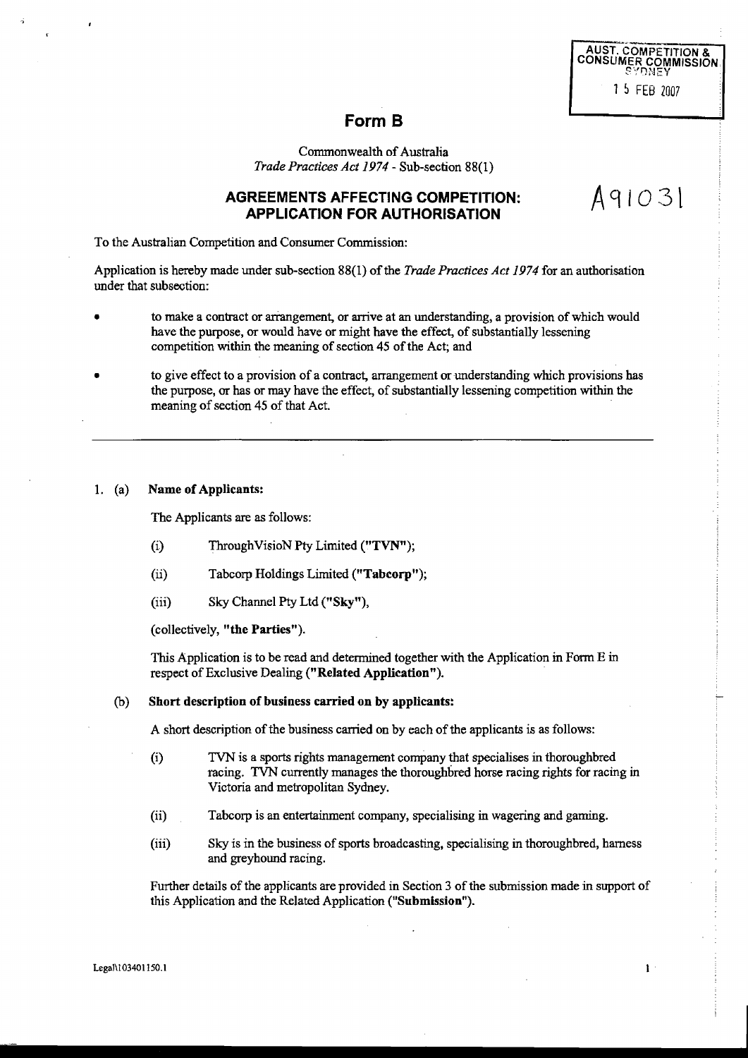AUST. COMPETITION & CONSUMER COMMISSION SYDNEY

15 FEB 2007

# Form B

Commonwealth of Australia
*Trade Practices Act 1974* - Sub-section 88(1)

## AGREEMENTS AFFECTING COMPETITION: APPLICATION FOR AUTHORISATION

A91031

To the Australian Competition and Consumer Commission:

Application is hereby made under sub-section 88(1) of the *Trade Practices Act 1974* for an authorisation under that subsection:

- to make a contract or arrangement, or arrive at an understanding, a provision of which would have the purpose, or would have or might have the effect, of substantially lessening competition within the meaning of section 45 of the Act; and
- to give effect to a provision of a contract, arrangement or understanding which provisions has the purpose, or has or may have the effect, of substantially lessening competition within the meaning of section 45 of that Act.

---

1. (a) **Name of Applicants:**

The Applicants are as follows:

(i) ThroughVisioN Pty Limited (**"TVN"**);

(ii) Tabcorp Holdings Limited (**"Tabcorp"**);

(iii) Sky Channel Pty Ltd (**"Sky"**),

(collectively, **"the Parties"**).

This Application is to be read and determined together with the Application in Form E in respect of Exclusive Dealing (**"Related Application"**).

(b) **Short description of business carried on by applicants:**

A short description of the business carried on by each of the applicants is as follows:

(i) TVN is a sports rights management company that specialises in thoroughbred racing. TVN currently manages the thoroughbred horse racing rights for racing in Victoria and metropolitan Sydney.

(ii) Tabcorp is an entertainment company, specialising in wagering and gaming.

(iii) Sky is in the business of sports broadcasting, specialising in thoroughbred, harness and greyhound racing.

Further details of the applicants are provided in Section 3 of the submission made in support of this Application and the Related Application (**"Submission"**).

Legal\103401150.1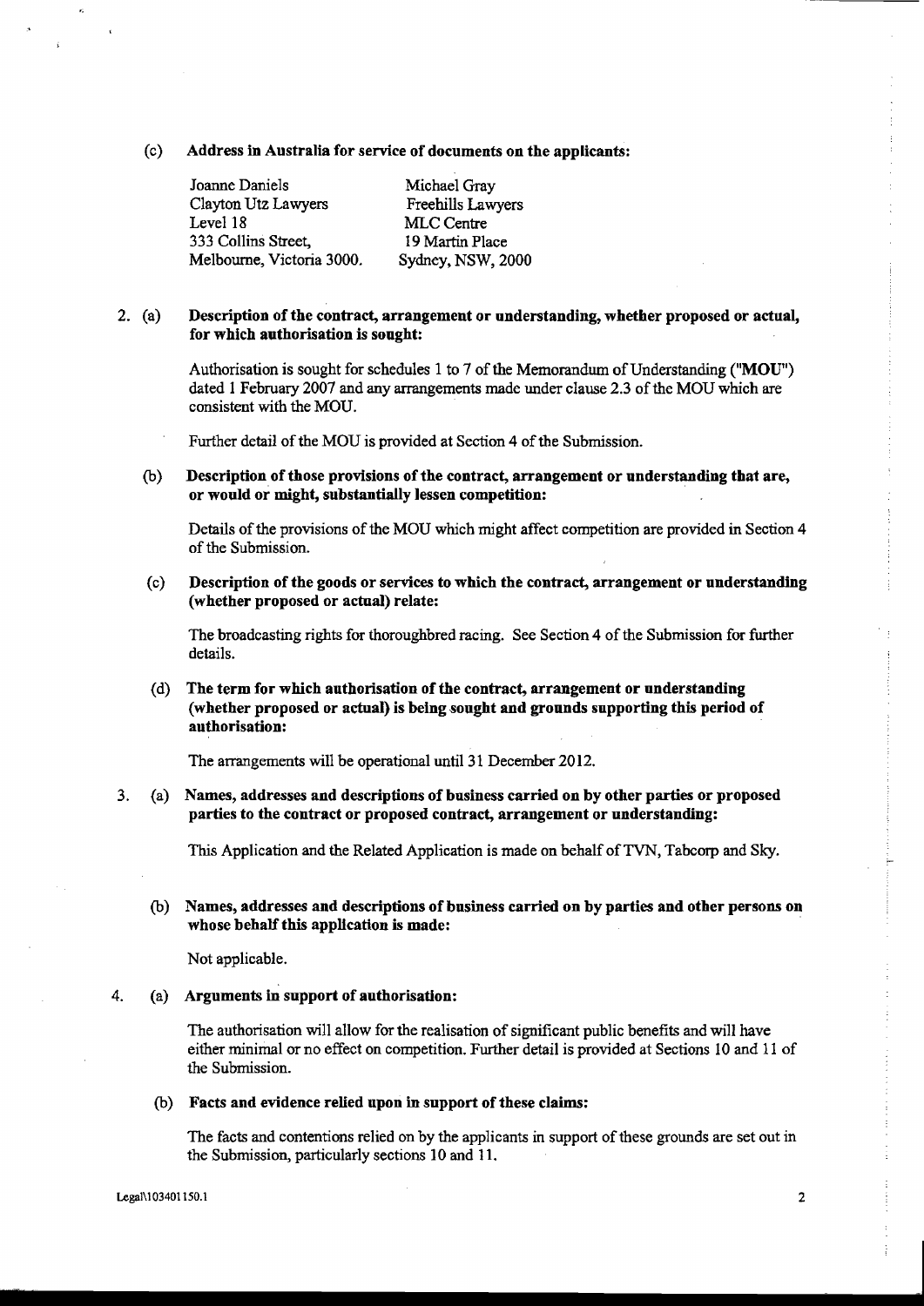(c) **Address in Australia for service of documents on the applicants:**

| | |
|---|---|
| Joanne Daniels | Michael Gray |
| Clayton Utz Lawyers | Freehills Lawyers |
| Level 18 | MLC Centre |
| 333 Collins Street, | 19 Martin Place |
| Melbourne, Victoria 3000. | Sydney, NSW, 2000 |

2. (a) **Description of the contract, arrangement or understanding, whether proposed or actual, for which authorisation is sought:**

Authorisation is sought for schedules 1 to 7 of the Memorandum of Understanding ("**MOU**") dated 1 February 2007 and any arrangements made under clause 2.3 of the MOU which are consistent with the MOU.

Further detail of the MOU is provided at Section 4 of the Submission.

(b) **Description of those provisions of the contract, arrangement or understanding that are, or would or might, substantially lessen competition:**

Details of the provisions of the MOU which might affect competition are provided in Section 4 of the Submission.

(c) **Description of the goods or services to which the contract, arrangement or understanding (whether proposed or actual) relate:**

The broadcasting rights for thoroughbred racing. See Section 4 of the Submission for further details.

(d) **The term for which authorisation of the contract, arrangement or understanding (whether proposed or actual) is being sought and grounds supporting this period of authorisation:**

The arrangements will be operational until 31 December 2012.

3. (a) **Names, addresses and descriptions of business carried on by other parties or proposed parties to the contract or proposed contract, arrangement or understanding:**

This Application and the Related Application is made on behalf of TVN, Tabcorp and Sky.

(b) **Names, addresses and descriptions of business carried on by parties and other persons on whose behalf this application is made:**

Not applicable.

4. (a) **Arguments in support of authorisation:**

The authorisation will allow for the realisation of significant public benefits and will have either minimal or no effect on competition. Further detail is provided at Sections 10 and 11 of the Submission.

(b) **Facts and evidence relied upon in support of these claims:**

The facts and contentions relied on by the applicants in support of these grounds are set out in the Submission, particularly sections 10 and 11.

Legal\103401150.1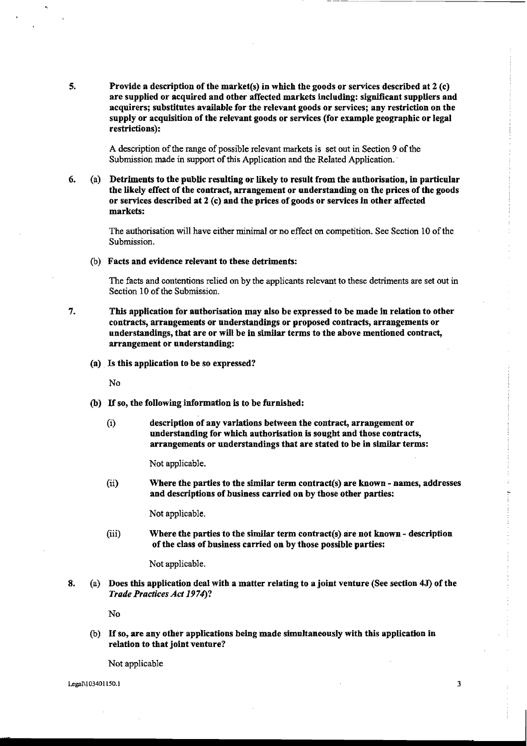5. **Provide a description of the market(s) in which the goods or services described at 2 (c) are supplied or acquired and other affected markets including: significant suppliers and acquirers; substitutes available for the relevant goods or services; any restriction on the supply or acquisition of the relevant goods or services (for example geographic or legal restrictions):**

   A description of the range of possible relevant markets is set out in Section 9 of the Submission made in support of this Application and the Related Application.

6. (a) **Detriments to the public resulting or likely to result from the authorisation, in particular the likely effect of the contract, arrangement or understanding on the prices of the goods or services described at 2 (c) and the prices of goods or services in other affected markets:**

   The authorisation will have either minimal or no effect on competition. See Section 10 of the Submission.

   (b) **Facts and evidence relevant to these detriments:**

   The facts and contentions relied on by the applicants relevant to these detriments are set out in Section 10 of the Submission.

7. **This application for authorisation may also be expressed to be made in relation to other contracts, arrangements or understandings or proposed contracts, arrangements or understandings, that are or will be in similar terms to the above mentioned contract, arrangement or understanding:**

   (a) **Is this application to be so expressed?**

   No

   (b) **If so, the following information is to be furnished:**

   (i) **description of any variations between the contract, arrangement or understanding for which authorisation is sought and those contracts, arrangements or understandings that are stated to be in similar terms:**

   Not applicable.

   (ii) **Where the parties to the similar term contract(s) are known - names, addresses and descriptions of business carried on by those other parties:**

   Not applicable.

   (iii) **Where the parties to the similar term contract(s) are not known - description of the class of business carried on by those possible parties:**

   Not applicable.

8. (a) **Does this application deal with a matter relating to a joint venture (See section 4J) of the *Trade Practices Act 1974*)?**

   No

   (b) **If so, are any other applications being made simultaneously with this application in relation to that joint venture?**

   Not applicable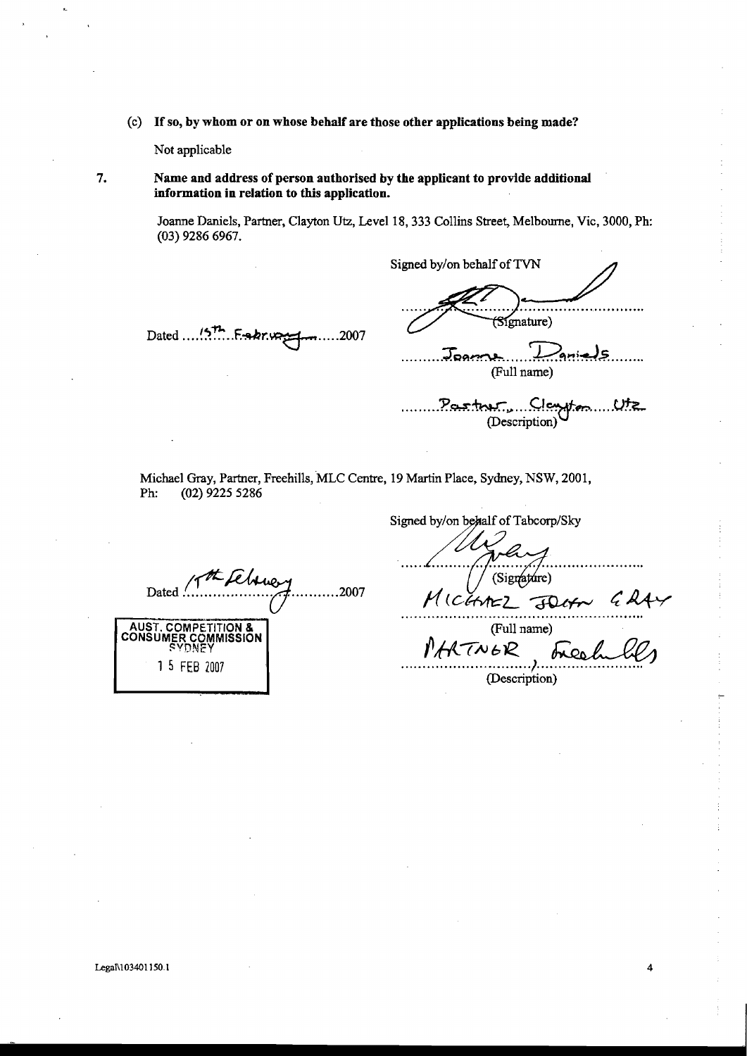(c) **If so, by whom or on whose behalf are those other applications being made?**

Not applicable

7. **Name and address of person authorised by the applicant to provide additional information in relation to this application.**

Joanne Daniels, Partner, Clayton Utz, Level 18, 333 Collins Street, Melbourne, Vic, 3000, Ph: (03) 9286 6967.

Signed by/on behalf of TVN

........................................................
(Signature)

Dated ....15th February......2007

.........Joanne Daniels.........
(Full name)

.........Partner, Clayton Utz.........
(Description)

Michael Gray, Partner, Freehills, MLC Centre, 19 Martin Place, Sydney, NSW, 2001,
Ph: (02) 9225 5286

Signed by/on behalf of Tabcorp/Sky

........................................................
(Signature)

Dated 15th February .............2007

MICHAEL JOHN GRAY
(Full name)

PARTNER, Freehills
(Description)

AUST. COMPETITION & CONSUMER COMMISSION
SYDNEY
15 FEB 2007

Legal\103401150.1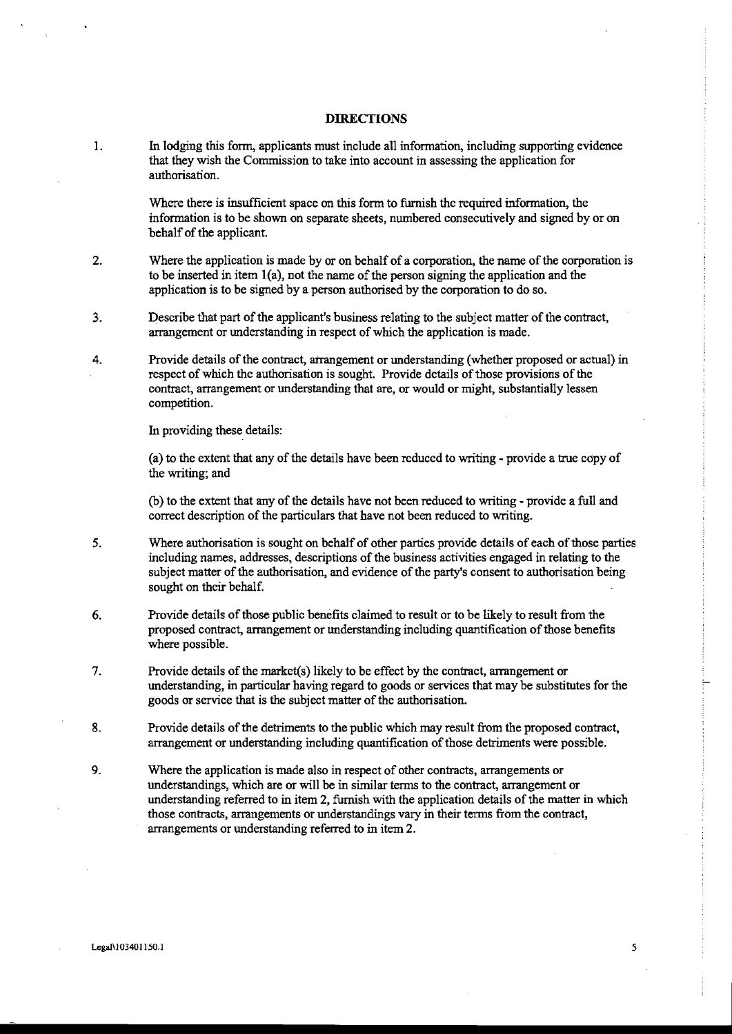## DIRECTIONS

1. In lodging this form, applicants must include all information, including supporting evidence that they wish the Commission to take into account in assessing the application for authorisation.

   Where there is insufficient space on this form to furnish the required information, the information is to be shown on separate sheets, numbered consecutively and signed by or on behalf of the applicant.

2. Where the application is made by or on behalf of a corporation, the name of the corporation is to be inserted in item 1(a), not the name of the person signing the application and the application is to be signed by a person authorised by the corporation to do so.

3. Describe that part of the applicant's business relating to the subject matter of the contract, arrangement or understanding in respect of which the application is made.

4. Provide details of the contract, arrangement or understanding (whether proposed or actual) in respect of which the authorisation is sought. Provide details of those provisions of the contract, arrangement or understanding that are, or would or might, substantially lessen competition.

   In providing these details:

   (a) to the extent that any of the details have been reduced to writing - provide a true copy of the writing; and

   (b) to the extent that any of the details have not been reduced to writing - provide a full and correct description of the particulars that have not been reduced to writing.

5. Where authorisation is sought on behalf of other parties provide details of each of those parties including names, addresses, descriptions of the business activities engaged in relating to the subject matter of the authorisation, and evidence of the party's consent to authorisation being sought on their behalf.

6. Provide details of those public benefits claimed to result or to be likely to result from the proposed contract, arrangement or understanding including quantification of those benefits where possible.

7. Provide details of the market(s) likely to be effect by the contract, arrangement or understanding, in particular having regard to goods or services that may be substitutes for the goods or service that is the subject matter of the authorisation.

8. Provide details of the detriments to the public which may result from the proposed contract, arrangement or understanding including quantification of those detriments were possible.

9. Where the application is made also in respect of other contracts, arrangements or understandings, which are or will be in similar terms to the contract, arrangement or understanding referred to in item 2, furnish with the application details of the matter in which those contracts, arrangements or understandings vary in their terms from the contract, arrangements or understanding referred to in item 2.

Legal\103401150.1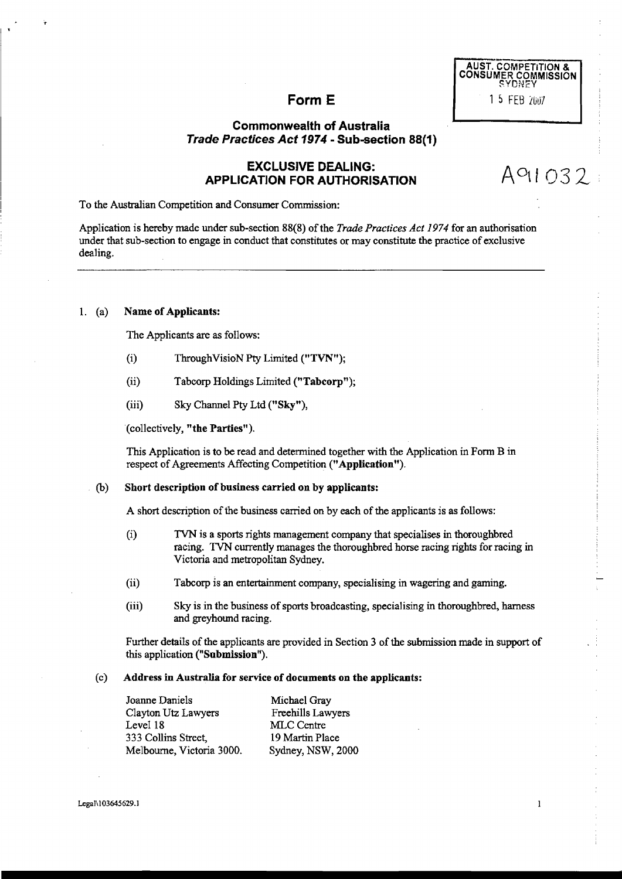AUST. COMPETITION & CONSUMER COMMISSION SYDNEY

15 FEB 2007

# Form E

## Commonwealth of Australia
## *Trade Practices Act 1974* - Sub-section 88(1)

## EXCLUSIVE DEALING: APPLICATION FOR AUTHORISATION

A91032

To the Australian Competition and Consumer Commission:

Application is hereby made under sub-section 88(8) of the *Trade Practices Act 1974* for an authorisation under that sub-section to engage in conduct that constitutes or may constitute the practice of exclusive dealing.

---

1. (a) **Name of Applicants:**

   The Applicants are as follows:

   (i) ThroughVisioN Pty Limited (**"TVN"**);

   (ii) Tabcorp Holdings Limited (**"Tabcorp"**);

   (iii) Sky Channel Pty Ltd (**"Sky"**),

   (collectively, **"the Parties"**).

   This Application is to be read and determined together with the Application in Form B in respect of Agreements Affecting Competition (**"Application"**).

   (b) **Short description of business carried on by applicants:**

   A short description of the business carried on by each of the applicants is as follows:

   (i) TVN is a sports rights management company that specialises in thoroughbred racing. TVN currently manages the thoroughbred horse racing rights for racing in Victoria and metropolitan Sydney.

   (ii) Tabcorp is an entertainment company, specialising in wagering and gaming.

   (iii) Sky is in the business of sports broadcasting, specialising in thoroughbred, harness and greyhound racing.

   Further details of the applicants are provided in Section 3 of the submission made in support of this application (**"Submission"**).

   (c) **Address in Australia for service of documents on the applicants:**

   | | |
   |---|---|
   | Joanne Daniels | Michael Gray |
   | Clayton Utz Lawyers | Freehills Lawyers |
   | Level 18 | MLC Centre |
   | 333 Collins Street, | 19 Martin Place |
   | Melbourne, Victoria 3000. | Sydney, NSW, 2000 |

Legal\103645629.1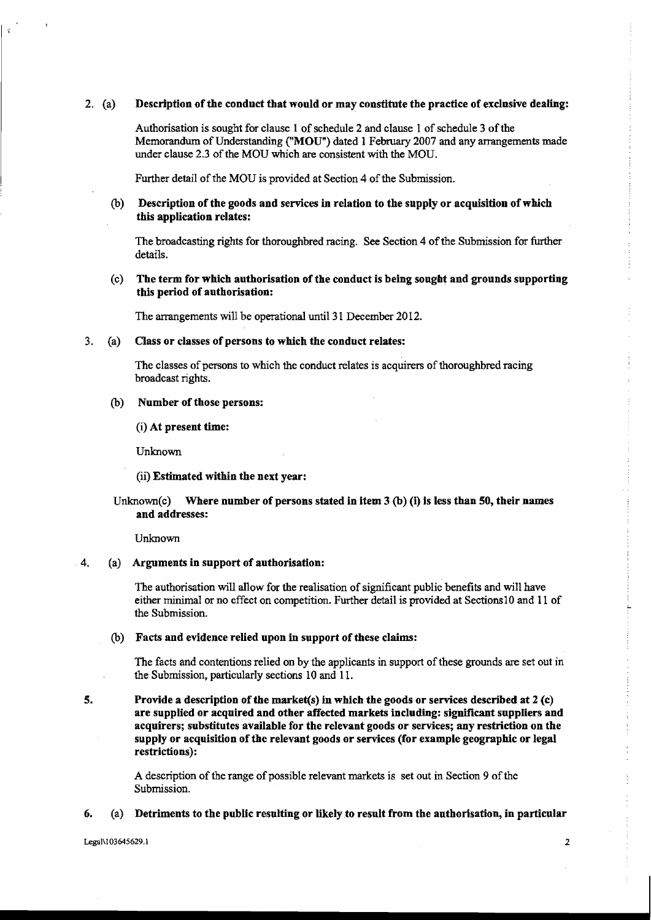2. (a) **Description of the conduct that would or may constitute the practice of exclusive dealing:**

   Authorisation is sought for clause 1 of schedule 2 and clause 1 of schedule 3 of the Memorandum of Understanding ("**MOU**") dated 1 February 2007 and any arrangements made under clause 2.3 of the MOU which are consistent with the MOU.

   Further detail of the MOU is provided at Section 4 of the Submission.

   (b) **Description of the goods and services in relation to the supply or acquisition of which this application relates:**

   The broadcasting rights for thoroughbred racing. See Section 4 of the Submission for further details.

   (c) **The term for which authorisation of the conduct is being sought and grounds supporting this period of authorisation:**

   The arrangements will be operational until 31 December 2012.

3. (a) **Class or classes of persons to which the conduct relates:**

   The classes of persons to which the conduct relates is acquirers of thoroughbred racing broadcast rights.

   (b) **Number of those persons:**

   (i) **At present time:**

   Unknown

   (ii) **Estimated within the next year:**

   Unknown(c) **Where number of persons stated in item 3 (b) (i) is less than 50, their names and addresses:**

   Unknown

4. (a) **Arguments in support of authorisation:**

   The authorisation will allow for the realisation of significant public benefits and will have either minimal or no effect on competition. Further detail is provided at Sections10 and 11 of the Submission.

   (b) **Facts and evidence relied upon in support of these claims:**

   The facts and contentions relied on by the applicants in support of these grounds are set out in the Submission, particularly sections 10 and 11.

5. **Provide a description of the market(s) in which the goods or services described at 2 (c) are supplied or acquired and other affected markets including: significant suppliers and acquirers; substitutes available for the relevant goods or services; any restriction on the supply or acquisition of the relevant goods or services (for example geographic or legal restrictions):**

   A description of the range of possible relevant markets is set out in Section 9 of the Submission.

6. (a) **Detriments to the public resulting or likely to result from the authorisation, in particular**

Legal\103645629.1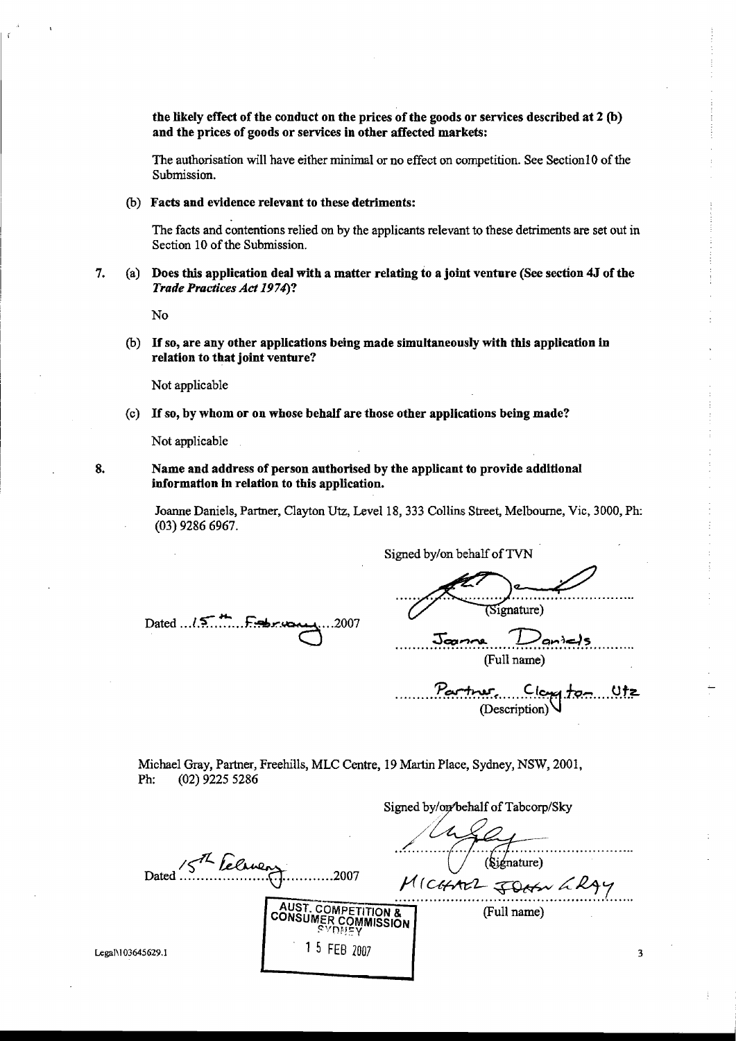**the likely effect of the conduct on the prices of the goods or services described at 2 (b) and the prices of goods or services in other affected markets:**

The authorisation will have either minimal or no effect on competition. See Section10 of the Submission.

(b) **Facts and evidence relevant to these detriments:**

The facts and contentions relied on by the applicants relevant to these detriments are set out in Section 10 of the Submission.

7. (a) **Does this application deal with a matter relating to a joint venture (See section 4J of the *Trade Practices Act 1974*)?**

No

(b) **If so, are any other applications being made simultaneously with this application in relation to that joint venture?**

Not applicable

(c) **If so, by whom or on whose behalf are those other applications being made?**

Not applicable

8. **Name and address of person authorised by the applicant to provide additional information in relation to this application.**

Joanne Daniels, Partner, Clayton Utz, Level 18, 333 Collins Street, Melbourne, Vic, 3000, Ph: (03) 9286 6967.

Signed by/on behalf of TVN

(Signature)

Joanne Daniels

(Full name)

Partner, Clayton Utz

(Description)

Dated 15th February 2007

Michael Gray, Partner, Freehills, MLC Centre, 19 Martin Place, Sydney, NSW, 2001, Ph: (02) 9225 5286

Signed by/on behalf of Tabcorp/Sky

(Signature)

MICHAEL JOHN GRAY

(Full name)

Dated 15th February 2007

AUST. COMPETITION & CONSUMER COMMISSION SYDNEY

15 FEB 2007

Legal\103645629.1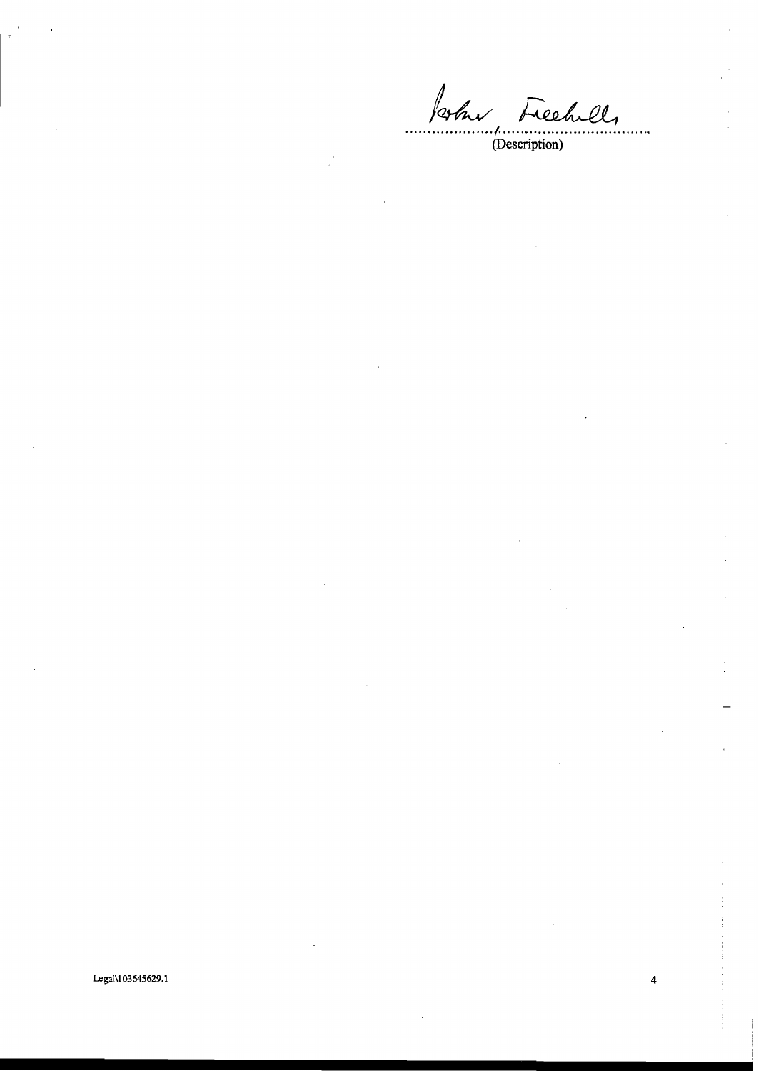John Freehill,

.................................................................

(Description)

Legal\103645629.1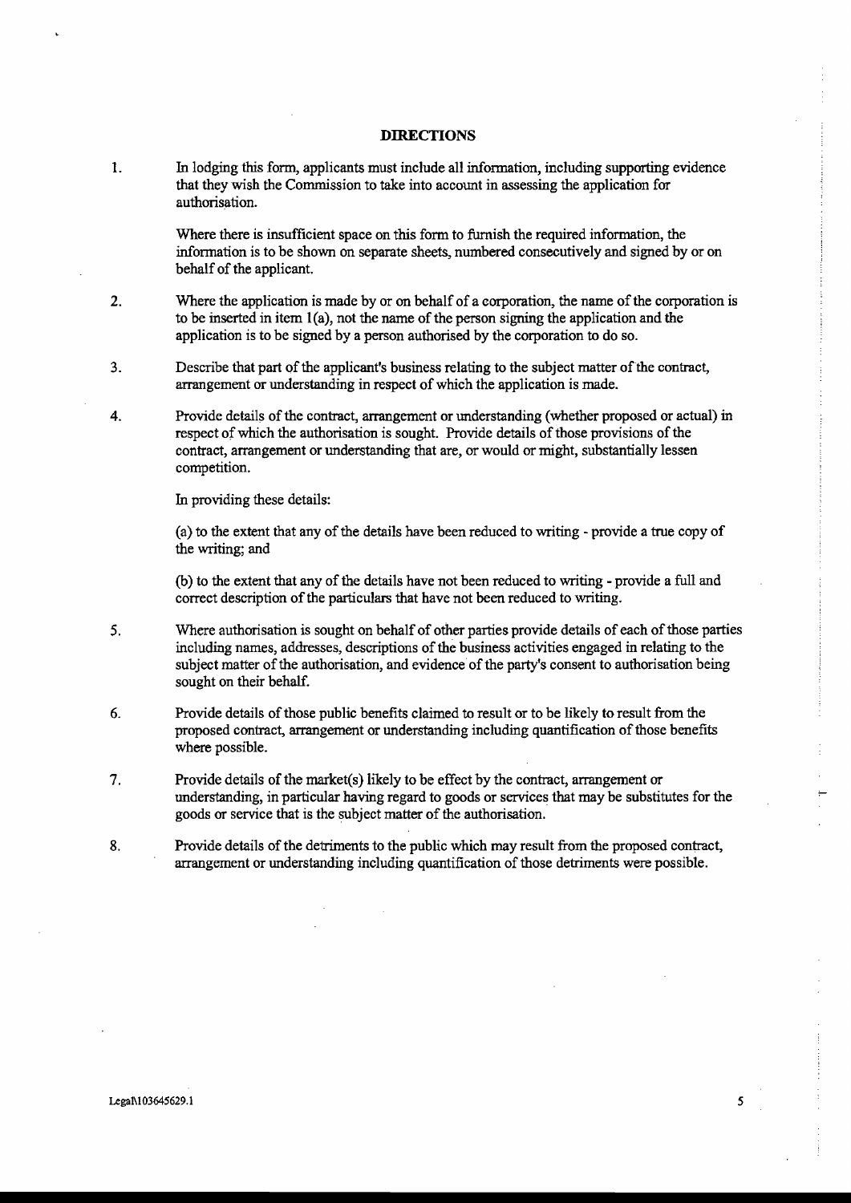## DIRECTIONS

1. In lodging this form, applicants must include all information, including supporting evidence that they wish the Commission to take into account in assessing the application for authorisation.

   Where there is insufficient space on this form to furnish the required information, the information is to be shown on separate sheets, numbered consecutively and signed by or on behalf of the applicant.

2. Where the application is made by or on behalf of a corporation, the name of the corporation is to be inserted in item 1(a), not the name of the person signing the application and the application is to be signed by a person authorised by the corporation to do so.

3. Describe that part of the applicant's business relating to the subject matter of the contract, arrangement or understanding in respect of which the application is made.

4. Provide details of the contract, arrangement or understanding (whether proposed or actual) in respect of which the authorisation is sought. Provide details of those provisions of the contract, arrangement or understanding that are, or would or might, substantially lessen competition.

   In providing these details:

   (a) to the extent that any of the details have been reduced to writing - provide a true copy of the writing; and

   (b) to the extent that any of the details have not been reduced to writing - provide a full and correct description of the particulars that have not been reduced to writing.

5. Where authorisation is sought on behalf of other parties provide details of each of those parties including names, addresses, descriptions of the business activities engaged in relating to the subject matter of the authorisation, and evidence of the party's consent to authorisation being sought on their behalf.

6. Provide details of those public benefits claimed to result or to be likely to result from the proposed contract, arrangement or understanding including quantification of those benefits where possible.

7. Provide details of the market(s) likely to be effect by the contract, arrangement or understanding, in particular having regard to goods or services that may be substitutes for the goods or service that is the subject matter of the authorisation.

8. Provide details of the detriments to the public which may result from the proposed contract, arrangement or understanding including quantification of those detriments were possible.

Legal\103645629.1